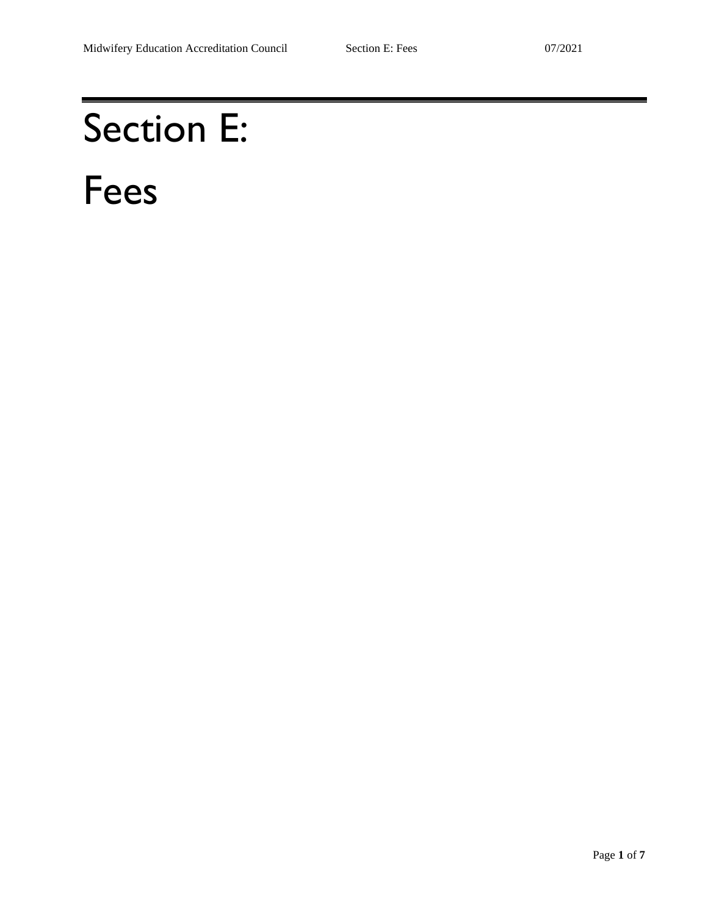# Section E:

# Fees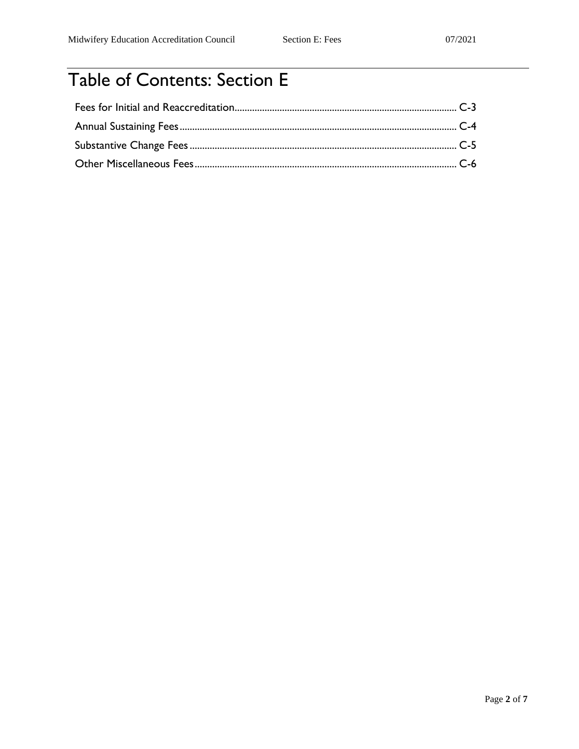# Table of Contents: Section E

Fees for Initial and Reaccreditation........................................................................................ C-3

Annual Sustaining Fees............................................................................................................. C-4

Substantive Change Fees.......................................................................................................... C-5

Other Miscellaneous Fees......................................................................................................... C-6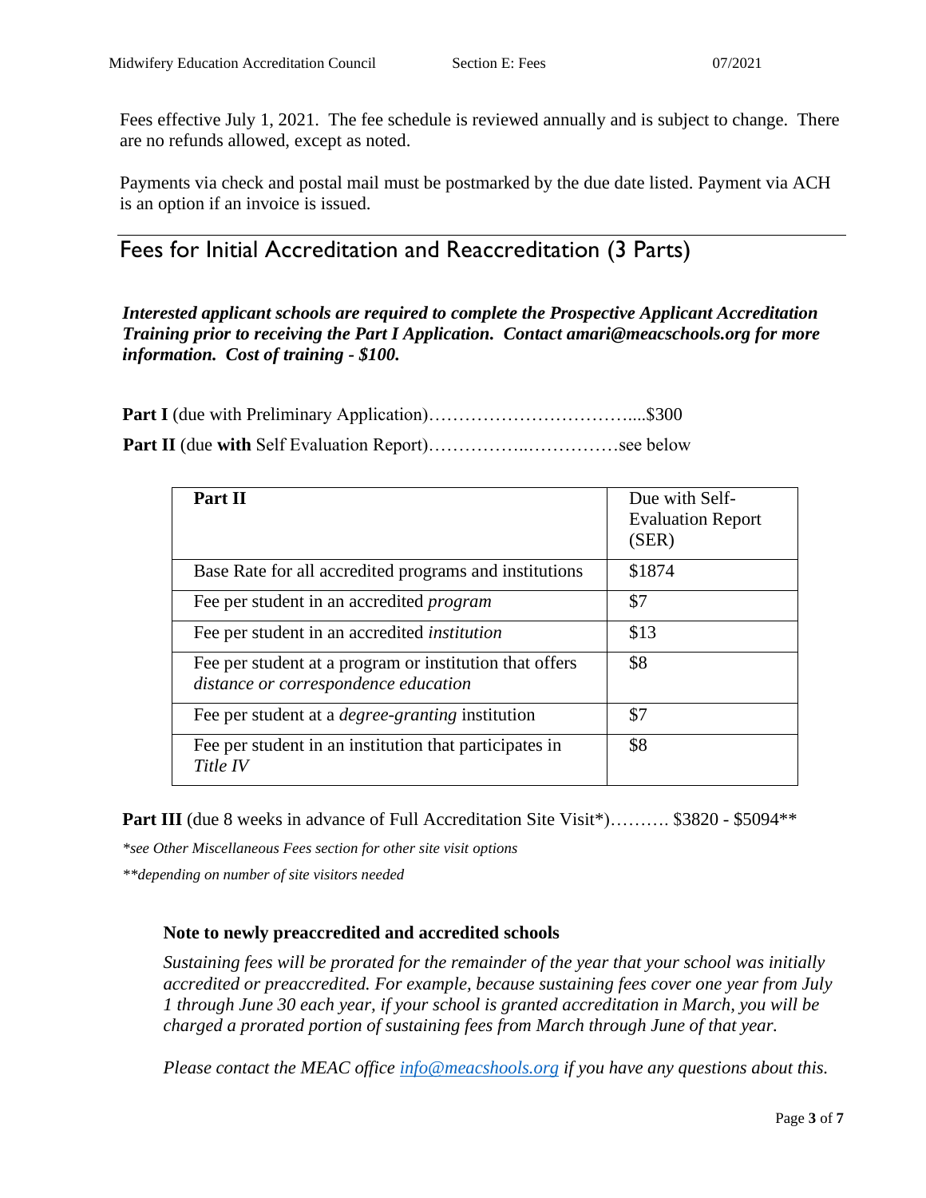Fees effective July 1, 2021. The fee schedule is reviewed annually and is subject to change. There are no refunds allowed, except as noted.

Payments via check and postal mail must be postmarked by the due date listed. Payment via ACH is an option if an invoice is issued.

## Fees for Initial Accreditation and Reaccreditation (3 Parts)

***Interested applicant schools are required to complete the Prospective Applicant Accreditation Training prior to receiving the Part I Application. Contact amari@meacschools.org for more information. Cost of training - $100.***

**Part I** (due with Preliminary Application)…………………………….....$300

**Part II** (due **with** Self Evaluation Report)……………..……………see below

| **Part II** | Due with Self-Evaluation Report (SER) |
|---|---|
| Base Rate for all accredited programs and institutions | $1874 |
| Fee per student in an accredited *program* | $7 |
| Fee per student in an accredited *institution* | $13 |
| Fee per student at a program or institution that offers *distance or correspondence education* | $8 |
| Fee per student at a *degree-granting* institution | $7 |
| Fee per student in an institution that participates in *Title IV* | $8 |

**Part III** (due 8 weeks in advance of Full Accreditation Site Visit*)………. $3820 - $5094**

*\*see Other Miscellaneous Fees section for other site visit options*

*\*\*depending on number of site visitors needed*

### Note to newly preaccredited and accredited schools

*Sustaining fees will be prorated for the remainder of the year that your school was initially accredited or preaccredited. For example, because sustaining fees cover one year from July 1 through June 30 each year, if your school is granted accreditation in March, you will be charged a prorated portion of sustaining fees from March through June of that year.*

*Please contact the MEAC office [info@meacshools.org](mailto:info@meacshools.org) if you have any questions about this.*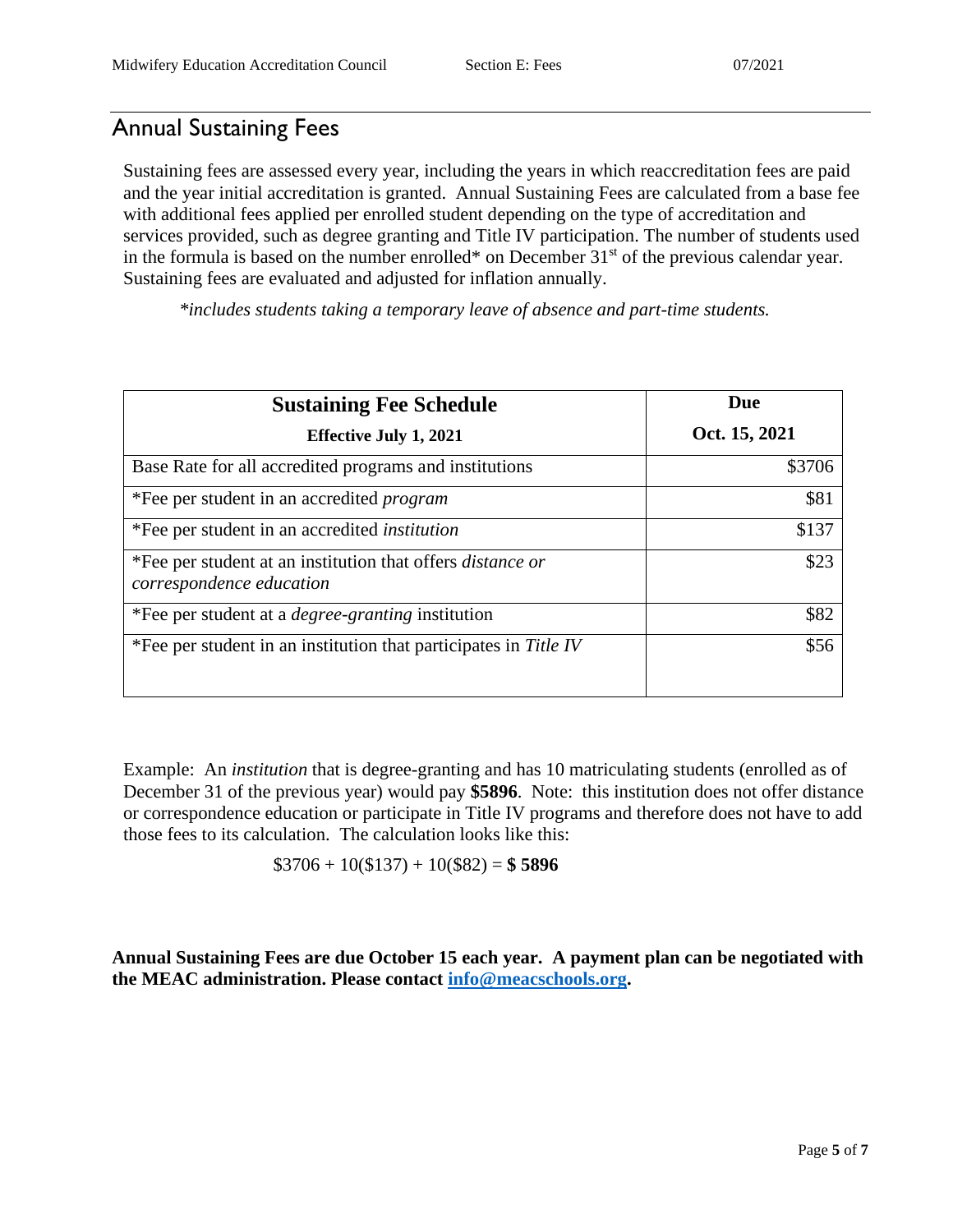## Annual Sustaining Fees

Sustaining fees are assessed every year, including the years in which reaccreditation fees are paid and the year initial accreditation is granted. Annual Sustaining Fees are calculated from a base fee with additional fees applied per enrolled student depending on the type of accreditation and services provided, such as degree granting and Title IV participation. The number of students used in the formula is based on the number enrolled* on December 31st of the previous calendar year. Sustaining fees are evaluated and adjusted for inflation annually.

*\*includes students taking a temporary leave of absence and part-time students.*

| **Sustaining Fee Schedule** **Effective July 1, 2021** | **Due** **Oct. 15, 2021** |
| --- | --- |
| Base Rate for all accredited programs and institutions | $3706 |
| *Fee per student in an accredited *program* | $81 |
| *Fee per student in an accredited *institution* | $137 |
| *Fee per student at an institution that offers *distance or correspondence education* | $23 |
| *Fee per student at a *degree-granting* institution | $82 |
| *Fee per student in an institution that participates in *Title IV* | $56 |

Example: An *institution* that is degree-granting and has 10 matriculating students (enrolled as of December 31 of the previous year) would pay **$5896**. Note: this institution does not offer distance or correspondence education or participate in Title IV programs and therefore does not have to add those fees to its calculation. The calculation looks like this:

$3706 + 10($137) + 10($82) = **$ 5896**

**Annual Sustaining Fees are due October 15 each year. A payment plan can be negotiated with the MEAC administration. Please contact [info@meacschools.org](mailto:info@meacschools.org).**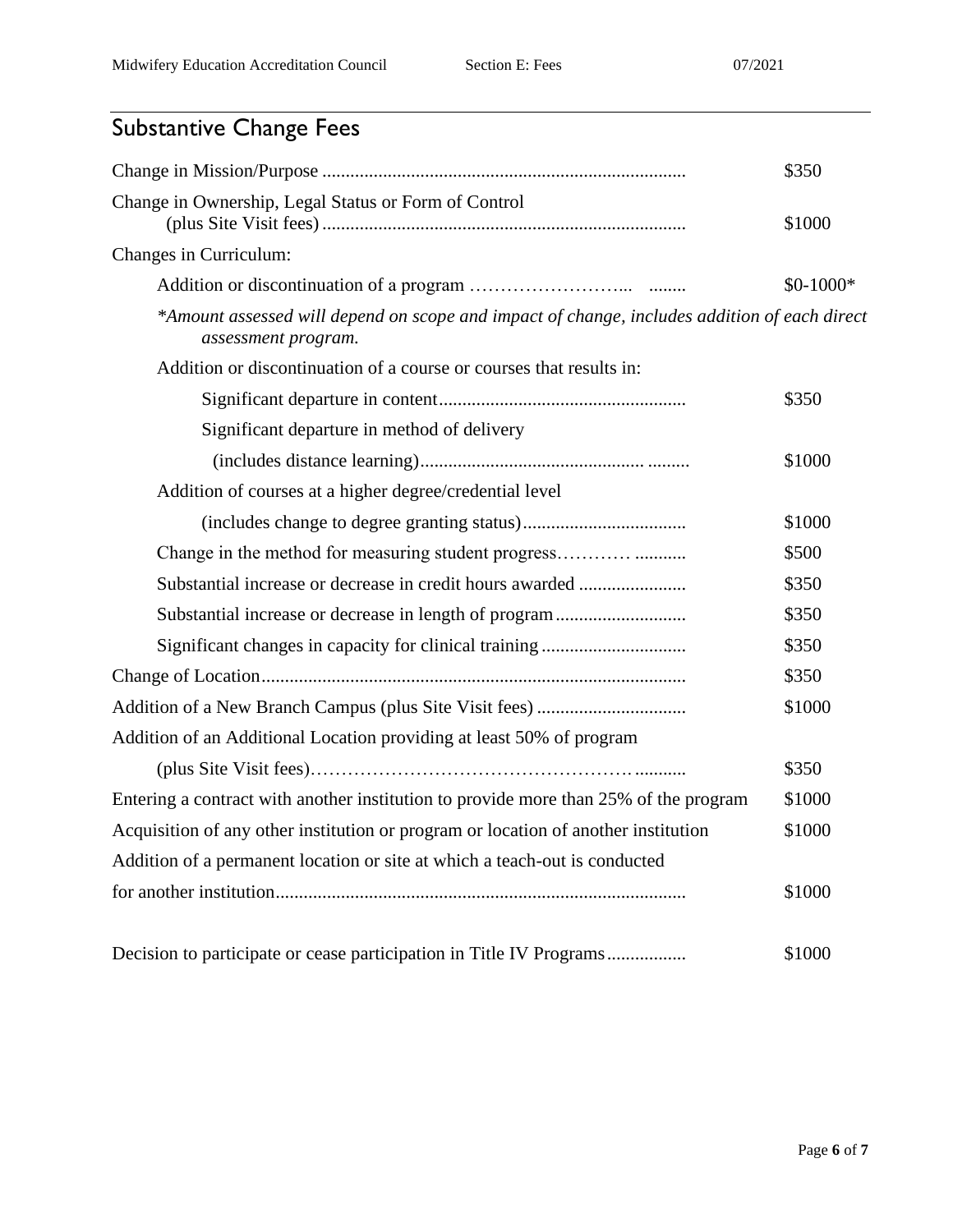## Substantive Change Fees

| | |
|---|---|
| Change in Mission/Purpose | $350 |
| Change in Ownership, Legal Status or Form of Control (plus Site Visit fees) | $1000 |
| Changes in Curriculum: | |
| Addition or discontinuation of a program | $0-1000* |
| *\*Amount assessed will depend on scope and impact of change, includes addition of each direct assessment program.* | |
| Addition or discontinuation of a course or courses that results in: | |
| Significant departure in content | $350 |
| Significant departure in method of delivery (includes distance learning) | $1000 |
| Addition of courses at a higher degree/credential level (includes change to degree granting status) | $1000 |
| Change in the method for measuring student progress | $500 |
| Substantial increase or decrease in credit hours awarded | $350 |
| Substantial increase or decrease in length of program | $350 |
| Significant changes in capacity for clinical training | $350 |
| Change of Location | $350 |
| Addition of a New Branch Campus (plus Site Visit fees) | $1000 |
| Addition of an Additional Location providing at least 50% of program (plus Site Visit fees) | $350 |
| Entering a contract with another institution to provide more than 25% of the program | $1000 |
| Acquisition of any other institution or program or location of another institution | $1000 |
| Addition of a permanent location or site at which a teach-out is conducted for another institution | $1000 |
| Decision to participate or cease participation in Title IV Programs | $1000 |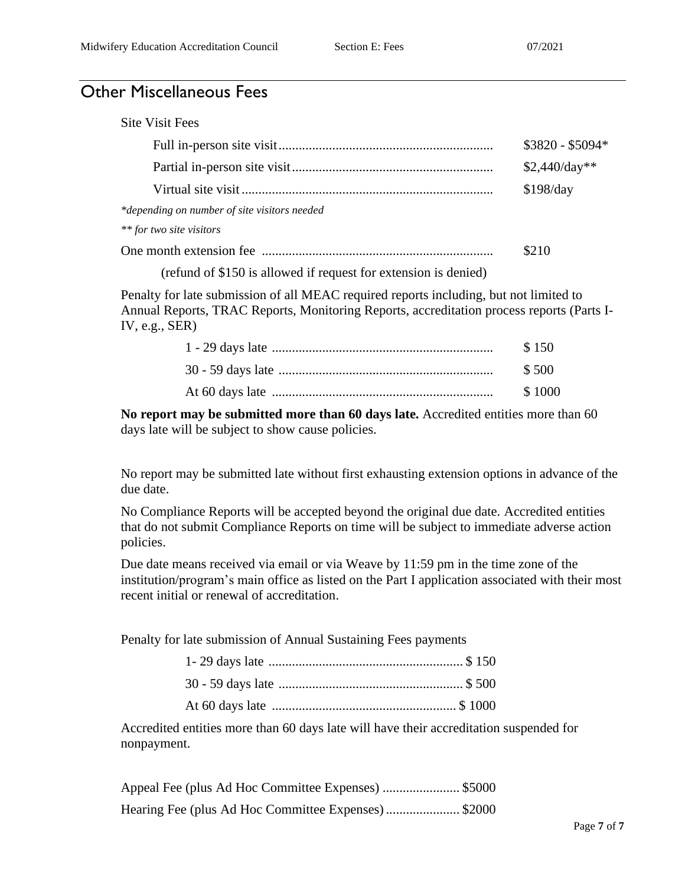## Other Miscellaneous Fees

Site Visit Fees

| | |
|---|---|
| Full in-person site visit | $3820 - $5094* |
| Partial in-person site visit | $2,440/day** |
| Virtual site visit | $198/day |

*\*depending on number of site visitors needed*

*\*\* for two site visitors*

One month extension fee ..................................................................... $210

(refund of $150 is allowed if request for extension is denied)

Penalty for late submission of all MEAC required reports including, but not limited to Annual Reports, TRAC Reports, Monitoring Reports, accreditation process reports (Parts I-IV, e.g., SER)

| | |
|---|---|
| 1 - 29 days late | $ 150 |
| 30 - 59 days late | $ 500 |
| At 60 days late | $ 1000 |

**No report may be submitted more than 60 days late.** Accredited entities more than 60 days late will be subject to show cause policies.

No report may be submitted late without first exhausting extension options in advance of the due date.

No Compliance Reports will be accepted beyond the original due date. Accredited entities that do not submit Compliance Reports on time will be subject to immediate adverse action policies.

Due date means received via email or via Weave by 11:59 pm in the time zone of the institution/program's main office as listed on the Part I application associated with their most recent initial or renewal of accreditation.

Penalty for late submission of Annual Sustaining Fees payments

| | |
|---|---|
| 1- 29 days late | $ 150 |
| 30 - 59 days late | $ 500 |
| At 60 days late | $ 1000 |

Accredited entities more than 60 days late will have their accreditation suspended for nonpayment.

Appeal Fee (plus Ad Hoc Committee Expenses) ....................... $5000

Hearing Fee (plus Ad Hoc Committee Expenses) ...................... $2000